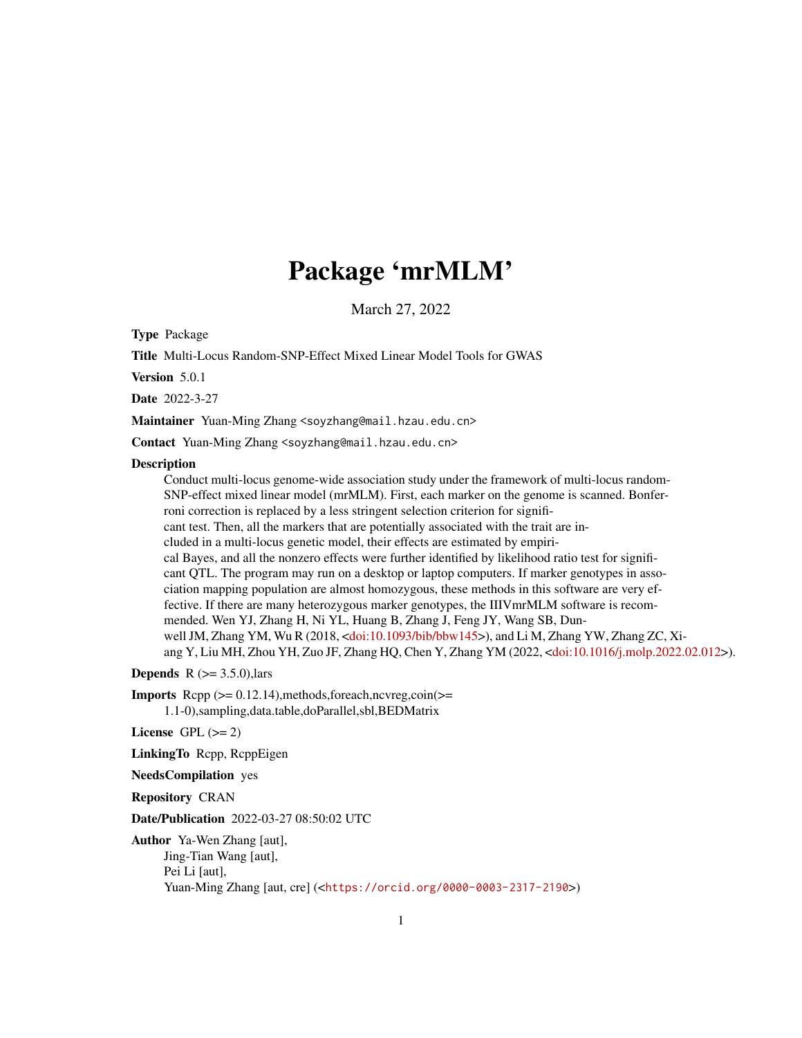# Package 'mrMLM'

March 27, 2022

**Type** Package

**Title** Multi-Locus Random-SNP-Effect Mixed Linear Model Tools for GWAS

**Version** 5.0.1

**Date** 2022-3-27

**Maintainer** Yuan-Ming Zhang <soyzhang@mail.hzau.edu.cn>

**Contact** Yuan-Ming Zhang <soyzhang@mail.hzau.edu.cn>

**Description**
Conduct multi-locus genome-wide association study under the framework of multi-locus random-SNP-effect mixed linear model (mrMLM). First, each marker on the genome is scanned. Bonferroni correction is replaced by a less stringent selection criterion for significant test. Then, all the markers that are potentially associated with the trait are included in a multi-locus genetic model, their effects are estimated by empirical Bayes, and all the nonzero effects were further identified by likelihood ratio test for significant QTL. The program may run on a desktop or laptop computers. If marker genotypes in association mapping population are almost homozygous, these methods in this software are very effective. If there are many heterozygous marker genotypes, the IIIVmrMLM software is recommended. Wen YJ, Zhang H, Ni YL, Huang B, Zhang J, Feng JY, Wang SB, Dunwell JM, Zhang YM, Wu R (2018, <doi:10.1093/bib/bbw145>), and Li M, Zhang YW, Zhang ZC, Xiang Y, Liu MH, Zhou YH, Zuo JF, Zhang HQ, Chen Y, Zhang YM (2022, <doi:10.1016/j.molp.2022.02.012>).

**Depends** R (>= 3.5.0),lars

**Imports** Rcpp (>= 0.12.14),methods,foreach,ncvreg,coin(>= 1.1-0),sampling,data.table,doParallel,sbl,BEDMatrix

**License** GPL (>= 2)

**LinkingTo** Rcpp, RcppEigen

**NeedsCompilation** yes

**Repository** CRAN

**Date/Publication** 2022-03-27 08:50:02 UTC

**Author** Ya-Wen Zhang [aut],
Jing-Tian Wang [aut],
Pei Li [aut],
Yuan-Ming Zhang [aut, cre] (<https://orcid.org/0000-0003-2317-2190>)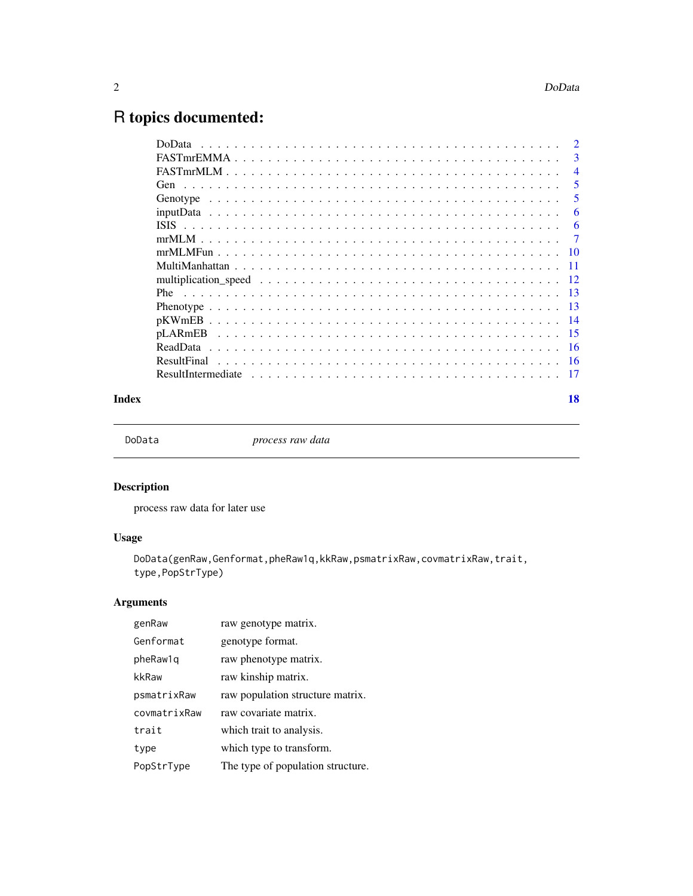# R topics documented:

| | |
|---|---|
| DoData | 2 |
| FASTmrEMMA | 3 |
| FASTmrMLM | 4 |
| Gen | 5 |
| Genotype | 5 |
| inputData | 6 |
| ISIS | 6 |
| mrMLM | 7 |
| mrMLMFun | 10 |
| MultiManhattan | 11 |
| multiplication_speed | 12 |
| Phe | 13 |
| Phenotype | 13 |
| pKWmEB | 14 |
| pLARmEB | 15 |
| ReadData | 16 |
| ResultFinal | 16 |
| ResultIntermediate | 17 |

**Index** **18**

---

`DoData` *process raw data*

---

## Description

process raw data for later use

## Usage

```
DoData(genRaw,Genformat,pheRaw1q,kkRaw,psmatrixRaw,covmatrixRaw,trait,
type,PopStrType)
```

## Arguments

| | |
|---|---|
| `genRaw` | raw genotype matrix. |
| `Genformat` | genotype format. |
| `pheRaw1q` | raw phenotype matrix. |
| `kkRaw` | raw kinship matrix. |
| `psmatrixRaw` | raw population structure matrix. |
| `covmatrixRaw` | raw covariate matrix. |
| `trait` | which trait to analysis. |
| `type` | which type to transform. |
| `PopStrType` | The type of population structure. |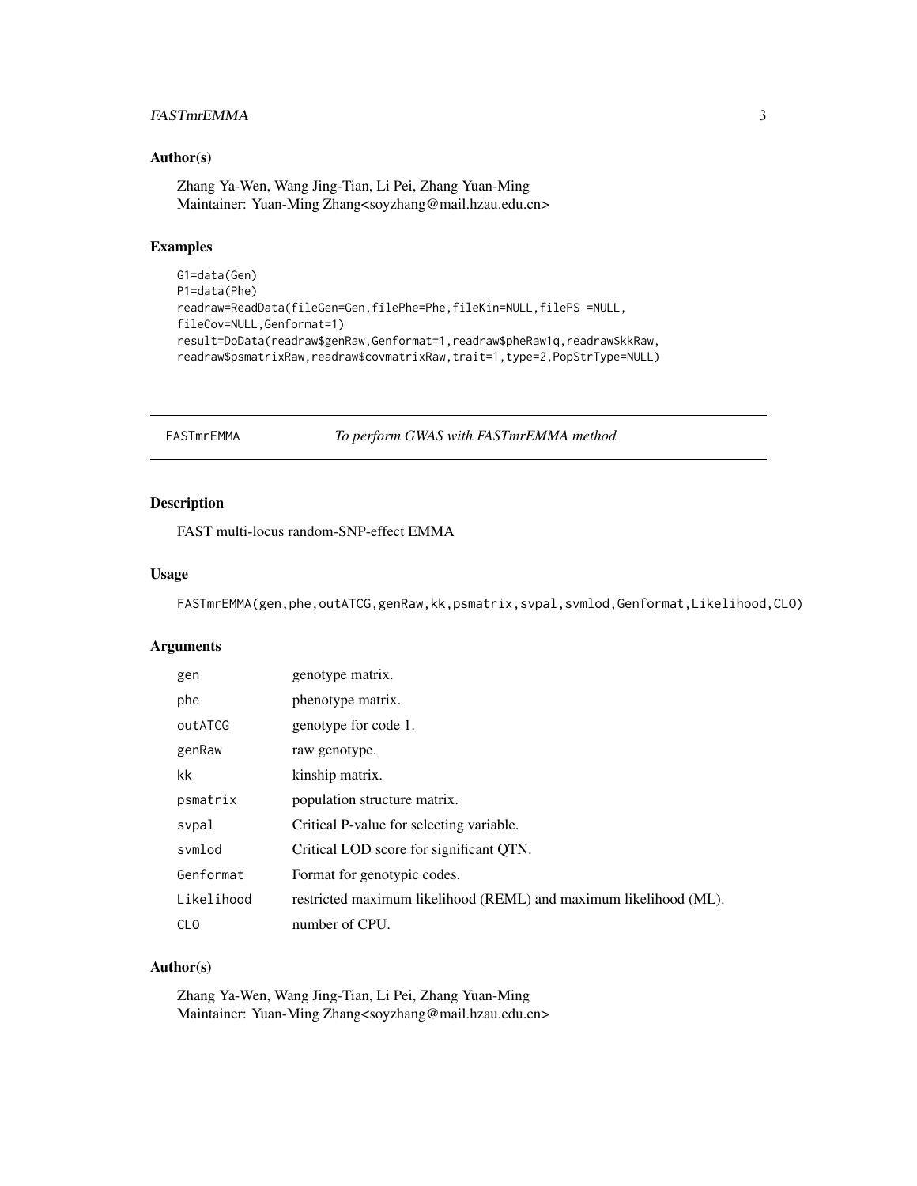## Author(s)

Zhang Ya-Wen, Wang Jing-Tian, Li Pei, Zhang Yuan-Ming
Maintainer: Yuan-Ming Zhang<soyzhang@mail.hzau.edu.cn>

## Examples

```
G1=data(Gen)
P1=data(Phe)
readraw=ReadData(fileGen=Gen,filePhe=Phe,fileKin=NULL,filePS =NULL,
fileCov=NULL,Genformat=1)
result=DoData(readraw$genRaw,Genformat=1,readraw$pheRaw1q,readraw$kkRaw,
readraw$psmatrixRaw,readraw$covmatrixRaw,trait=1,type=2,PopStrType=NULL)
```

---

# FASTmrEMMA *To perform GWAS with FASTmrEMMA method*

## Description

FAST multi-locus random-SNP-effect EMMA

## Usage

```
FASTmrEMMA(gen,phe,outATCG,genRaw,kk,psmatrix,svpal,svmlod,Genformat,Likelihood,CLO)
```

## Arguments

| | |
|---|---|
| `gen` | genotype matrix. |
| `phe` | phenotype matrix. |
| `outATCG` | genotype for code 1. |
| `genRaw` | raw genotype. |
| `kk` | kinship matrix. |
| `psmatrix` | population structure matrix. |
| `svpal` | Critical P-value for selecting variable. |
| `svmlod` | Critical LOD score for significant QTN. |
| `Genformat` | Format for genotypic codes. |
| `Likelihood` | restricted maximum likelihood (REML) and maximum likelihood (ML). |
| `CLO` | number of CPU. |

## Author(s)

Zhang Ya-Wen, Wang Jing-Tian, Li Pei, Zhang Yuan-Ming
Maintainer: Yuan-Ming Zhang<soyzhang@mail.hzau.edu.cn>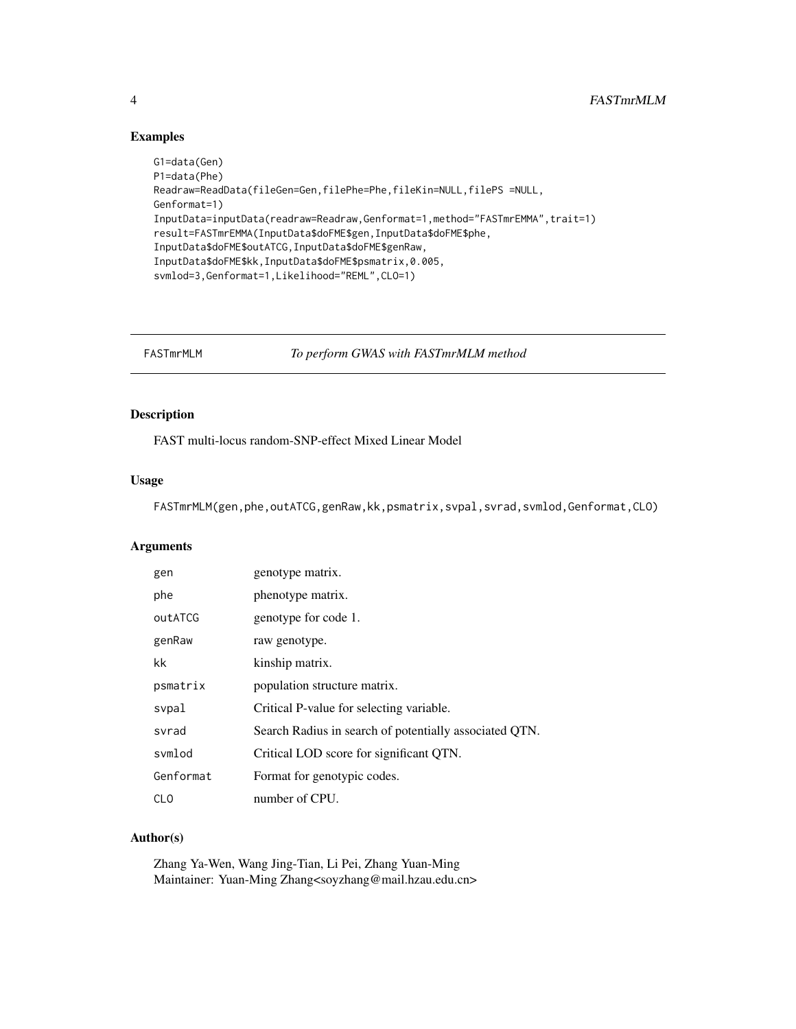## Examples

```
G1=data(Gen)
P1=data(Phe)
Readraw=ReadData(fileGen=Gen,filePhe=Phe,fileKin=NULL,filePS =NULL,
Genformat=1)
InputData=inputData(readraw=Readraw,Genformat=1,method="FASTmrEMMA",trait=1)
result=FASTmrEMMA(InputData$doFME$gen,InputData$doFME$phe,
InputData$doFME$outATCG,InputData$doFME$genRaw,
InputData$doFME$kk,InputData$doFME$psmatrix,0.005,
svmlod=3,Genformat=1,Likelihood="REML",CLO=1)
```

---

# FASTmrMLM *To perform GWAS with FASTmrMLM method*

---

## Description

FAST multi-locus random-SNP-effect Mixed Linear Model

## Usage

```
FASTmrMLM(gen,phe,outATCG,genRaw,kk,psmatrix,svpal,svrad,svmlod,Genformat,CLO)
```

## Arguments

| | |
|---|---|
| `gen` | genotype matrix. |
| `phe` | phenotype matrix. |
| `outATCG` | genotype for code 1. |
| `genRaw` | raw genotype. |
| `kk` | kinship matrix. |
| `psmatrix` | population structure matrix. |
| `svpal` | Critical P-value for selecting variable. |
| `svrad` | Search Radius in search of potentially associated QTN. |
| `svmlod` | Critical LOD score for significant QTN. |
| `Genformat` | Format for genotypic codes. |
| `CLO` | number of CPU. |

## Author(s)

Zhang Ya-Wen, Wang Jing-Tian, Li Pei, Zhang Yuan-Ming
Maintainer: Yuan-Ming Zhang<soyzhang@mail.hzau.edu.cn>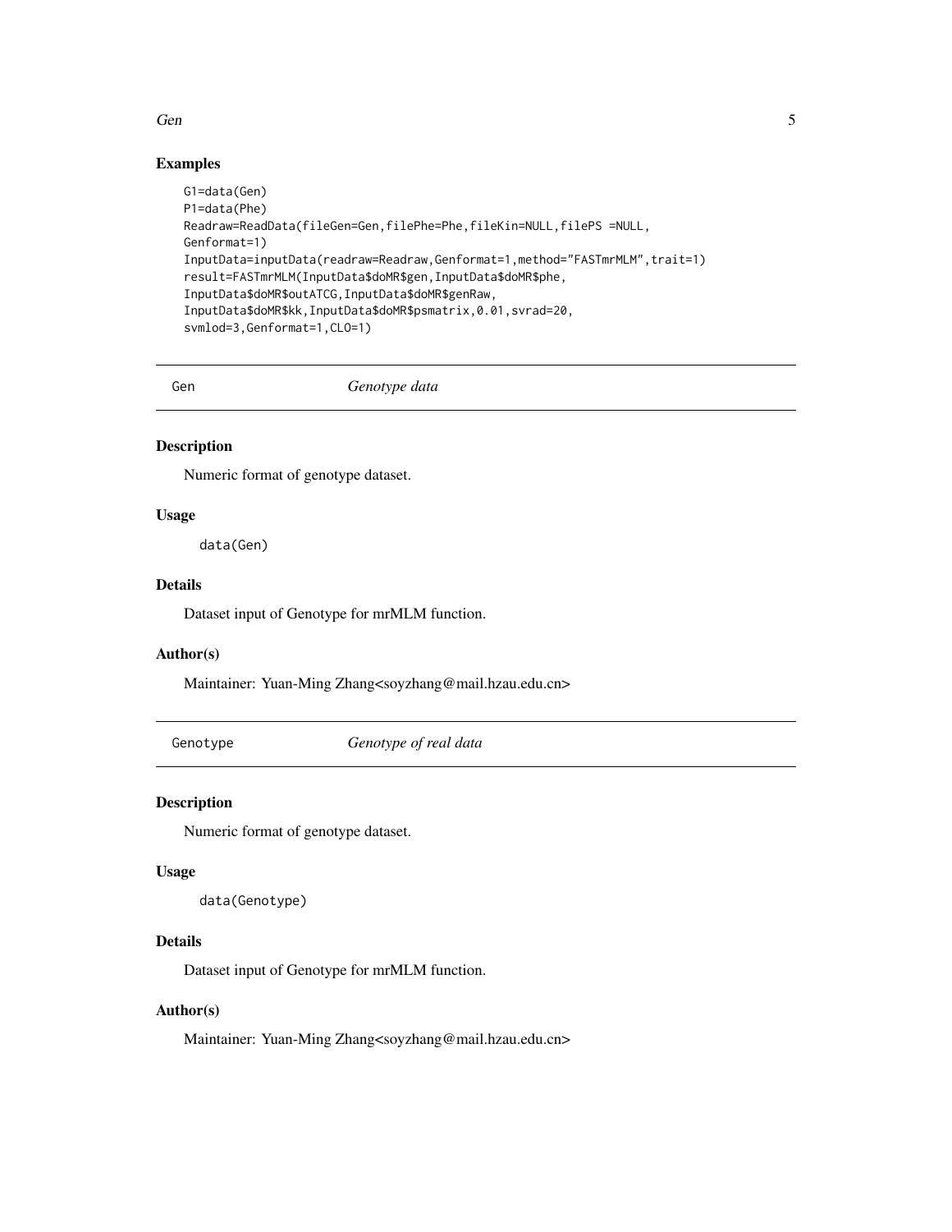## Examples

```
G1=data(Gen)
P1=data(Phe)
Readraw=ReadData(fileGen=Gen,filePhe=Phe,fileKin=NULL,filePS =NULL,
Genformat=1)
InputData=inputData(readraw=Readraw,Genformat=1,method="FASTmrMLM",trait=1)
result=FASTmrMLM(InputData$doMR$gen,InputData$doMR$phe,
InputData$doMR$outATCG,InputData$doMR$genRaw,
InputData$doMR$kk,InputData$doMR$psmatrix,0.01,svrad=20,
svmlod=3,Genformat=1,CLO=1)
```

---

# Gen — *Genotype data*

## Description

Numeric format of genotype dataset.

## Usage

```
data(Gen)
```

## Details

Dataset input of Genotype for mrMLM function.

## Author(s)

Maintainer: Yuan-Ming Zhang<soyzhang@mail.hzau.edu.cn>

---

# Genotype — *Genotype of real data*

## Description

Numeric format of genotype dataset.

## Usage

```
data(Genotype)
```

## Details

Dataset input of Genotype for mrMLM function.

## Author(s)

Maintainer: Yuan-Ming Zhang<soyzhang@mail.hzau.edu.cn>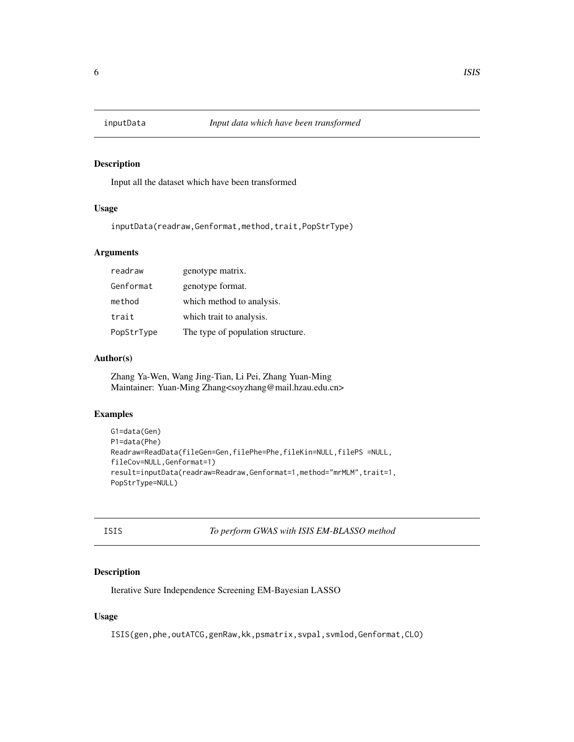## inputData *Input data which have been transformed*

### Description

Input all the dataset which have been transformed

### Usage

```
inputData(readraw,Genformat,method,trait,PopStrType)
```

### Arguments

| | |
|---|---|
| readraw | genotype matrix. |
| Genformat | genotype format. |
| method | which method to analysis. |
| trait | which trait to analysis. |
| PopStrType | The type of population structure. |

### Author(s)

Zhang Ya-Wen, Wang Jing-Tian, Li Pei, Zhang Yuan-Ming
Maintainer: Yuan-Ming Zhang<soyzhang@mail.hzau.edu.cn>

### Examples

```
G1=data(Gen)
P1=data(Phe)
Readraw=ReadData(fileGen=Gen,filePhe=Phe,fileKin=NULL,filePS =NULL,
fileCov=NULL,Genformat=1)
result=inputData(readraw=Readraw,Genformat=1,method="mrMLM",trait=1,
PopStrType=NULL)
```

## ISIS *To perform GWAS with ISIS EM-BLASSO method*

### Description

Iterative Sure Independence Screening EM-Bayesian LASSO

### Usage

```
ISIS(gen,phe,outATCG,genRaw,kk,psmatrix,svpal,svmlod,Genformat,CLO)
```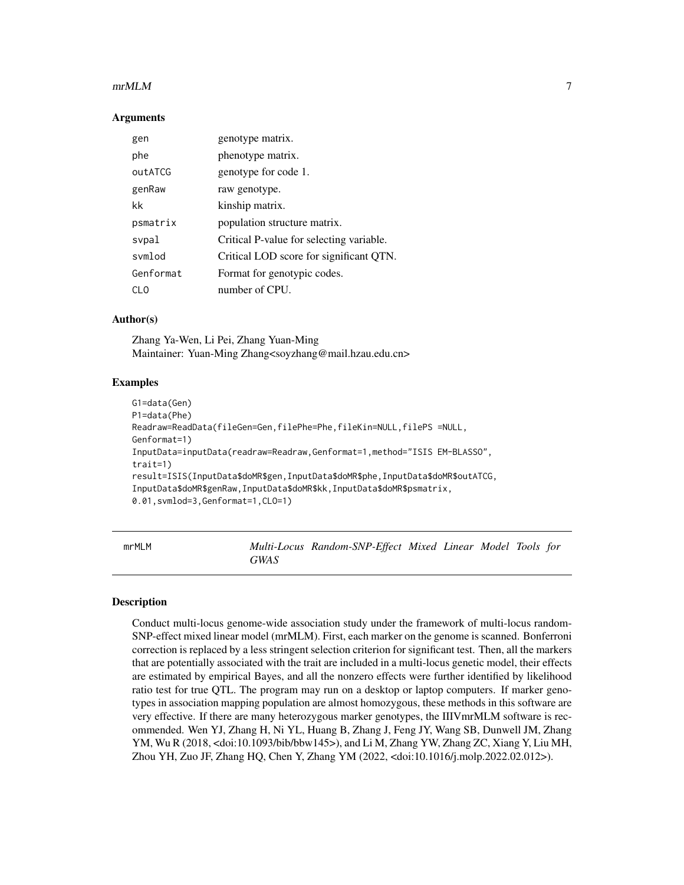### Arguments

| | |
|---|---|
| gen | genotype matrix. |
| phe | phenotype matrix. |
| outATCG | genotype for code 1. |
| genRaw | raw genotype. |
| kk | kinship matrix. |
| psmatrix | population structure matrix. |
| svpal | Critical P-value for selecting variable. |
| svmlod | Critical LOD score for significant QTN. |
| Genformat | Format for genotypic codes. |
| CLO | number of CPU. |

### Author(s)

Zhang Ya-Wen, Li Pei, Zhang Yuan-Ming
Maintainer: Yuan-Ming Zhang<soyzhang@mail.hzau.edu.cn>

### Examples

```
G1=data(Gen)
P1=data(Phe)
Readraw=ReadData(fileGen=Gen,filePhe=Phe,fileKin=NULL,filePS =NULL,
Genformat=1)
InputData=inputData(readraw=Readraw,Genformat=1,method="ISIS EM-BLASSO",
trait=1)
result=ISIS(InputData$doMR$gen,InputData$doMR$phe,InputData$doMR$outATCG,
InputData$doMR$genRaw,InputData$doMR$kk,InputData$doMR$psmatrix,
0.01,svmlod=3,Genformat=1,CLO=1)
```

## mrMLM — *Multi-Locus Random-SNP-Effect Mixed Linear Model Tools for GWAS*

### Description

Conduct multi-locus genome-wide association study under the framework of multi-locus random-SNP-effect mixed linear model (mrMLM). First, each marker on the genome is scanned. Bonferroni correction is replaced by a less stringent selection criterion for significant test. Then, all the markers that are potentially associated with the trait are included in a multi-locus genetic model, their effects are estimated by empirical Bayes, and all the nonzero effects were further identified by likelihood ratio test for true QTL. The program may run on a desktop or laptop computers. If marker genotypes in association mapping population are almost homozygous, these methods in this software are very effective. If there are many heterozygous marker genotypes, the IIIVmrMLM software is recommended. Wen YJ, Zhang H, Ni YL, Huang B, Zhang J, Feng JY, Wang SB, Dunwell JM, Zhang YM, Wu R (2018, <doi:10.1093/bib/bbw145>), and Li M, Zhang YW, Zhang ZC, Xiang Y, Liu MH, Zhou YH, Zuo JF, Zhang HQ, Chen Y, Zhang YM (2022, <doi:10.1016/j.molp.2022.02.012>).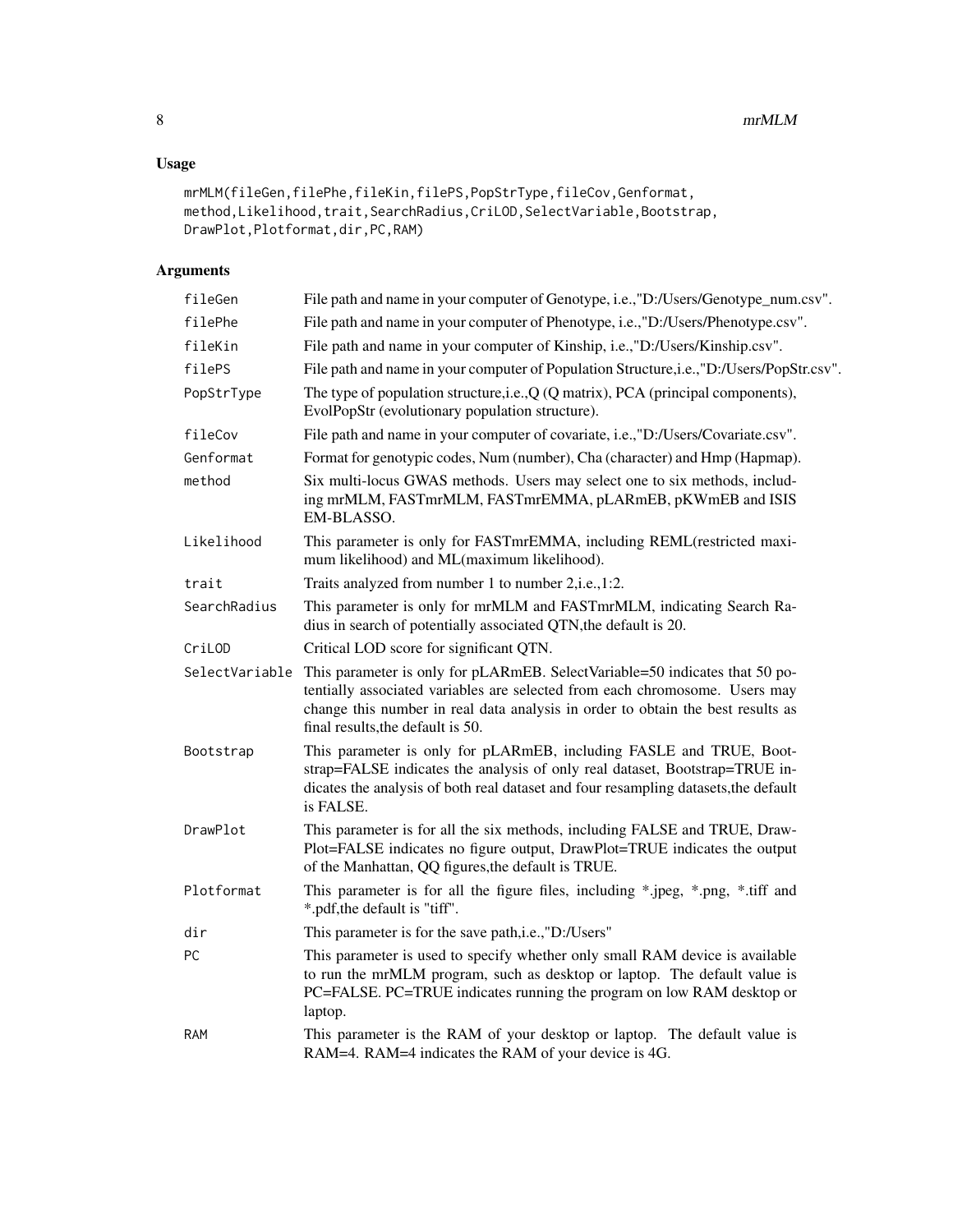## Usage

```
mrMLM(fileGen,filePhe,fileKin,filePS,PopStrType,fileCov,Genformat,
method,Likelihood,trait,SearchRadius,CriLOD,SelectVariable,Bootstrap,
DrawPlot,Plotformat,dir,PC,RAM)
```

## Arguments

| | |
|---|---|
| fileGen | File path and name in your computer of Genotype, i.e.,"D:/Users/Genotype_num.csv". |
| filePhe | File path and name in your computer of Phenotype, i.e.,"D:/Users/Phenotype.csv". |
| fileKin | File path and name in your computer of Kinship, i.e.,"D:/Users/Kinship.csv". |
| filePS | File path and name in your computer of Population Structure,i.e.,"D:/Users/PopStr.csv". |
| PopStrType | The type of population structure,i.e.,Q (Q matrix), PCA (principal components), EvolPopStr (evolutionary population structure). |
| fileCov | File path and name in your computer of covariate, i.e.,"D:/Users/Covariate.csv". |
| Genformat | Format for genotypic codes, Num (number), Cha (character) and Hmp (Hapmap). |
| method | Six multi-locus GWAS methods. Users may select one to six methods, including mrMLM, FASTmrMLM, FASTmrEMMA, pLARmEB, pKWmEB and ISIS EM-BLASSO. |
| Likelihood | This parameter is only for FASTmrEMMA, including REML(restricted maximum likelihood) and ML(maximum likelihood). |
| trait | Traits analyzed from number 1 to number 2,i.e.,1:2. |
| SearchRadius | This parameter is only for mrMLM and FASTmrMLM, indicating Search Radius in search of potentially associated QTN,the default is 20. |
| CriLOD | Critical LOD score for significant QTN. |
| SelectVariable | This parameter is only for pLARmEB. SelectVariable=50 indicates that 50 potentially associated variables are selected from each chromosome. Users may change this number in real data analysis in order to obtain the best results as final results,the default is 50. |
| Bootstrap | This parameter is only for pLARmEB, including FASLE and TRUE, Bootstrap=FALSE indicates the analysis of only real dataset, Bootstrap=TRUE indicates the analysis of both real dataset and four resampling datasets,the default is FALSE. |
| DrawPlot | This parameter is for all the six methods, including FALSE and TRUE, DrawPlot=FALSE indicates no figure output, DrawPlot=TRUE indicates the output of the Manhattan, QQ figures,the default is TRUE. |
| Plotformat | This parameter is for all the figure files, including *.jpeg, *.png, *.tiff and *.pdf,the default is "tiff". |
| dir | This parameter is for the save path,i.e.,"D:/Users" |
| PC | This parameter is used to specify whether only small RAM device is available to run the mrMLM program, such as desktop or laptop. The default value is PC=FALSE. PC=TRUE indicates running the program on low RAM desktop or laptop. |
| RAM | This parameter is the RAM of your desktop or laptop. The default value is RAM=4. RAM=4 indicates the RAM of your device is 4G. |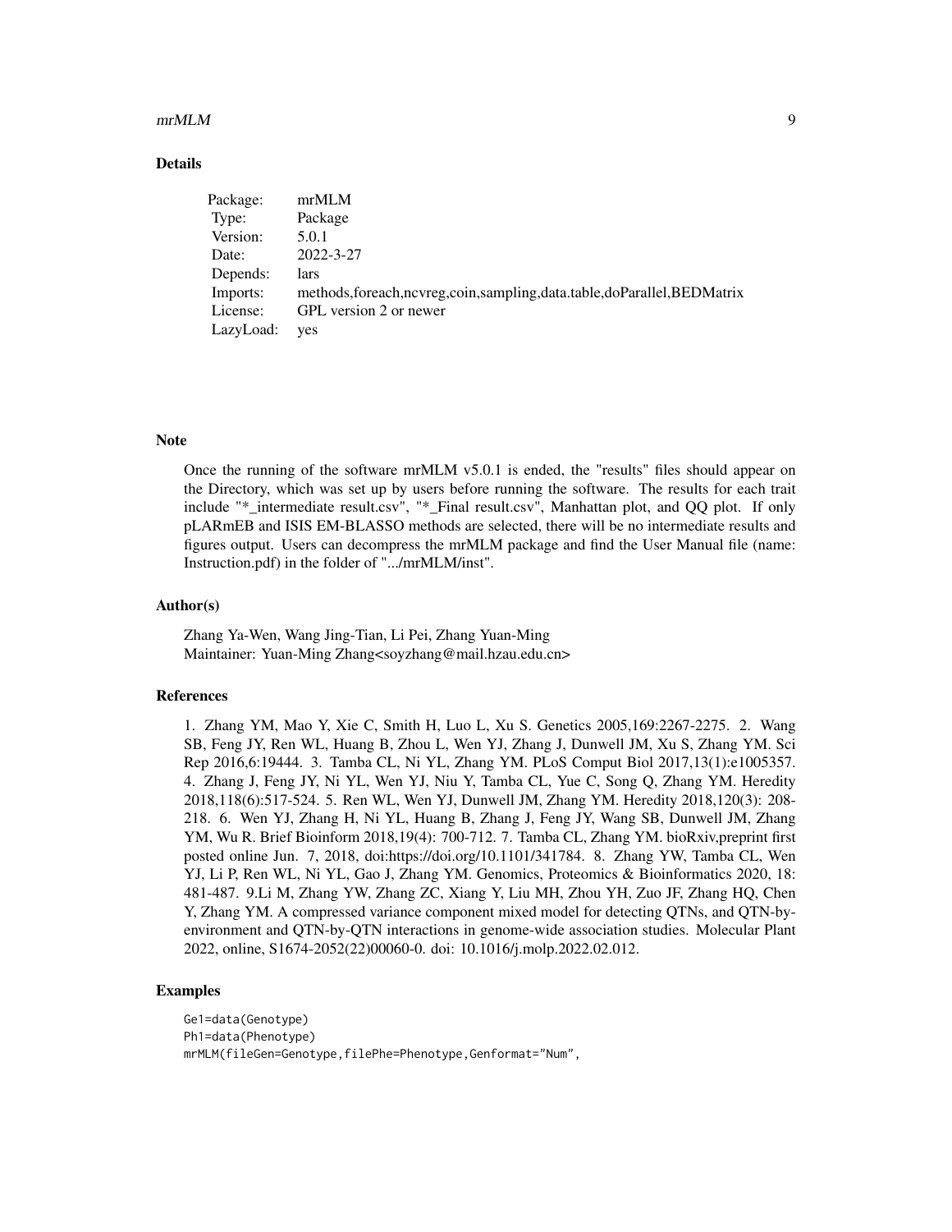## Details

| Package: | mrMLM |
|---|---|
| Type: | Package |
| Version: | 5.0.1 |
| Date: | 2022-3-27 |
| Depends: | lars |
| Imports: | methods,foreach,ncvreg,coin,sampling,data.table,doParallel,BEDMatrix |
| License: | GPL version 2 or newer |
| LazyLoad: | yes |

## Note

Once the running of the software mrMLM v5.0.1 is ended, the "results" files should appear on the Directory, which was set up by users before running the software. The results for each trait include "*_intermediate result.csv", "*_Final result.csv", Manhattan plot, and QQ plot. If only pLARmEB and ISIS EM-BLASSO methods are selected, there will be no intermediate results and figures output. Users can decompress the mrMLM package and find the User Manual file (name: Instruction.pdf) in the folder of ".../mrMLM/inst".

## Author(s)

Zhang Ya-Wen, Wang Jing-Tian, Li Pei, Zhang Yuan-Ming
Maintainer: Yuan-Ming Zhang<soyzhang@mail.hzau.edu.cn>

## References

1. Zhang YM, Mao Y, Xie C, Smith H, Luo L, Xu S. Genetics 2005,169:2267-2275. 2. Wang SB, Feng JY, Ren WL, Huang B, Zhou L, Wen YJ, Zhang J, Dunwell JM, Xu S, Zhang YM. Sci Rep 2016,6:19444. 3. Tamba CL, Ni YL, Zhang YM. PLoS Comput Biol 2017,13(1):e1005357. 4. Zhang J, Feng JY, Ni YL, Wen YJ, Niu Y, Tamba CL, Yue C, Song Q, Zhang YM. Heredity 2018,118(6):517-524. 5. Ren WL, Wen YJ, Dunwell JM, Zhang YM. Heredity 2018,120(3): 208-218. 6. Wen YJ, Zhang H, Ni YL, Huang B, Zhang J, Feng JY, Wang SB, Dunwell JM, Zhang YM, Wu R. Brief Bioinform 2018,19(4): 700-712. 7. Tamba CL, Zhang YM. bioRxiv,preprint first posted online Jun. 7, 2018, doi:https://doi.org/10.1101/341784. 8. Zhang YW, Tamba CL, Wen YJ, Li P, Ren WL, Ni YL, Gao J, Zhang YM. Genomics, Proteomics & Bioinformatics 2020, 18: 481-487. 9.Li M, Zhang YW, Zhang ZC, Xiang Y, Liu MH, Zhou YH, Zuo JF, Zhang HQ, Chen Y, Zhang YM. A compressed variance component mixed model for detecting QTNs, and QTN-by-environment and QTN-by-QTN interactions in genome-wide association studies. Molecular Plant 2022, online, S1674-2052(22)00060-0. doi: 10.1016/j.molp.2022.02.012.

## Examples

```
Ge1=data(Genotype)
Ph1=data(Phenotype)
mrMLM(fileGen=Genotype,filePhe=Phenotype,Genformat="Num",
```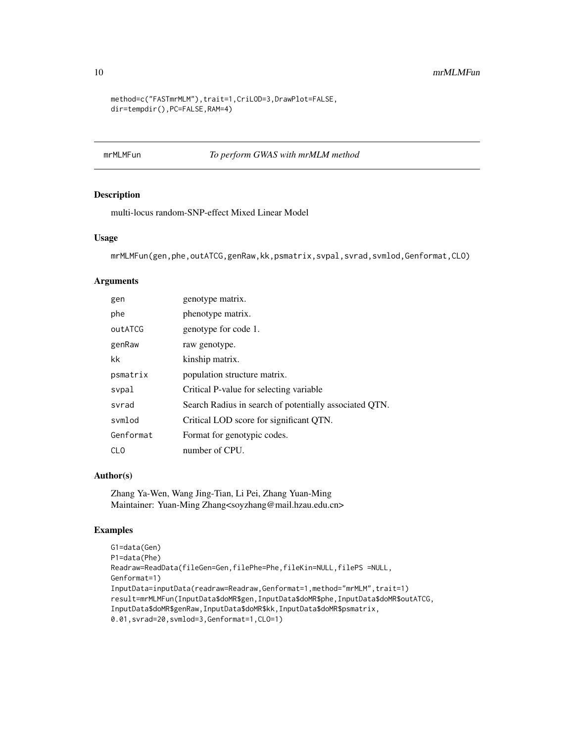```
method=c("FASTmrMLM"),trait=1,CriLOD=3,DrawPlot=FALSE,
dir=tempdir(),PC=FALSE,RAM=4)
```

## mrMLMFun    *To perform GWAS with mrMLM method*

### Description

multi-locus random-SNP-effect Mixed Linear Model

### Usage

```
mrMLMFun(gen,phe,outATCG,genRaw,kk,psmatrix,svpal,svrad,svmlod,Genformat,CLO)
```

### Arguments

| | |
|---|---|
| gen | genotype matrix. |
| phe | phenotype matrix. |
| outATCG | genotype for code 1. |
| genRaw | raw genotype. |
| kk | kinship matrix. |
| psmatrix | population structure matrix. |
| svpal | Critical P-value for selecting variable |
| svrad | Search Radius in search of potentially associated QTN. |
| svmlod | Critical LOD score for significant QTN. |
| Genformat | Format for genotypic codes. |
| CLO | number of CPU. |

### Author(s)

Zhang Ya-Wen, Wang Jing-Tian, Li Pei, Zhang Yuan-Ming
Maintainer: Yuan-Ming Zhang<soyzhang@mail.hzau.edu.cn>

### Examples

```
G1=data(Gen)
P1=data(Phe)
Readraw=ReadData(fileGen=Gen,filePhe=Phe,fileKin=NULL,filePS =NULL,
Genformat=1)
InputData=inputData(readraw=Readraw,Genformat=1,method="mrMLM",trait=1)
result=mrMLMFun(InputData$doMR$gen,InputData$doMR$phe,InputData$doMR$outATCG,
InputData$doMR$genRaw,InputData$doMR$kk,InputData$doMR$psmatrix,
0.01,svrad=20,svmlod=3,Genformat=1,CLO=1)
```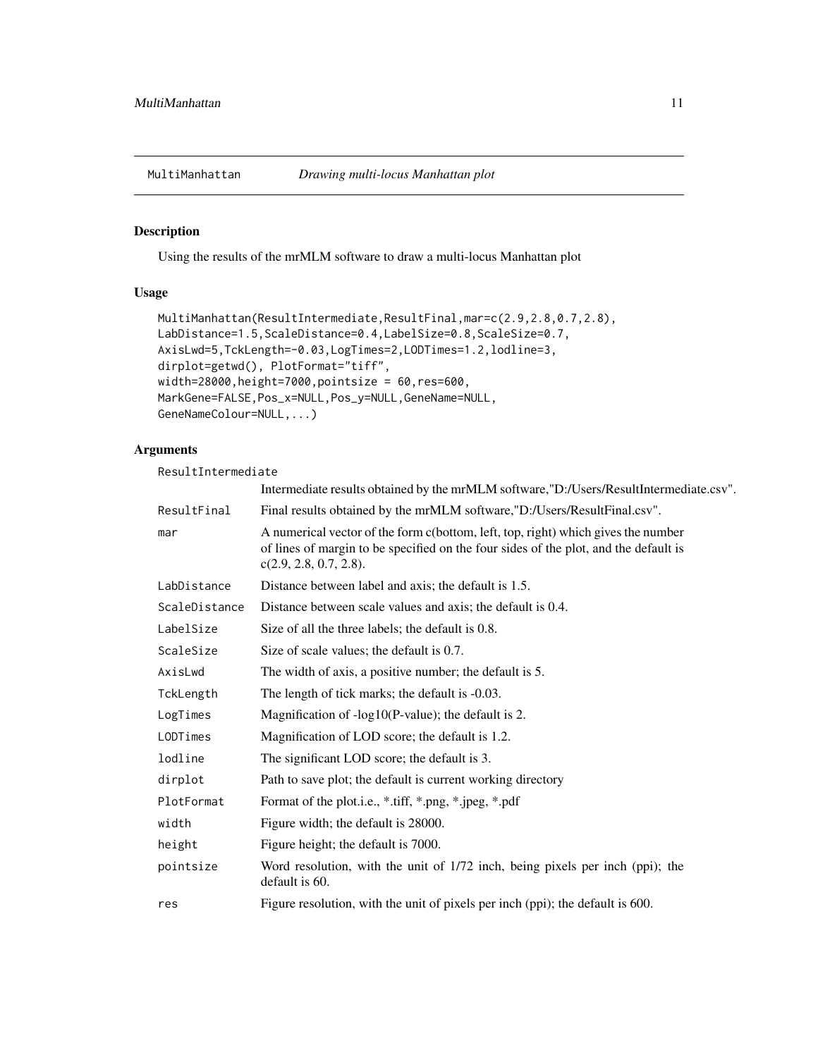## MultiManhattan *Drawing multi-locus Manhattan plot*

### Description

Using the results of the mrMLM software to draw a multi-locus Manhattan plot

### Usage

```
MultiManhattan(ResultIntermediate,ResultFinal,mar=c(2.9,2.8,0.7,2.8),
LabDistance=1.5,ScaleDistance=0.4,LabelSize=0.8,ScaleSize=0.7,
AxisLwd=5,TckLength=-0.03,LogTimes=2,LODTimes=1.2,lodline=3,
dirplot=getwd(), PlotFormat="tiff",
width=28000,height=7000,pointsize = 60,res=600,
MarkGene=FALSE,Pos_x=NULL,Pos_y=NULL,GeneName=NULL,
GeneNameColour=NULL,...)
```

### Arguments

| | |
|---|---|
| `ResultIntermediate` | Intermediate results obtained by the mrMLM software,"D:/Users/ResultIntermediate.csv". |
| `ResultFinal` | Final results obtained by the mrMLM software,"D:/Users/ResultFinal.csv". |
| `mar` | A numerical vector of the form c(bottom, left, top, right) which gives the number of lines of margin to be specified on the four sides of the plot, and the default is c(2.9, 2.8, 0.7, 2.8). |
| `LabDistance` | Distance between label and axis; the default is 1.5. |
| `ScaleDistance` | Distance between scale values and axis; the default is 0.4. |
| `LabelSize` | Size of all the three labels; the default is 0.8. |
| `ScaleSize` | Size of scale values; the default is 0.7. |
| `AxisLwd` | The width of axis, a positive number; the default is 5. |
| `TckLength` | The length of tick marks; the default is -0.03. |
| `LogTimes` | Magnification of -log10(P-value); the default is 2. |
| `LODTimes` | Magnification of LOD score; the default is 1.2. |
| `lodline` | The significant LOD score; the default is 3. |
| `dirplot` | Path to save plot; the default is current working directory |
| `PlotFormat` | Format of the plot.i.e., *.tiff, *.png, *.jpeg, *.pdf |
| `width` | Figure width; the default is 28000. |
| `height` | Figure height; the default is 7000. |
| `pointsize` | Word resolution, with the unit of 1/72 inch, being pixels per inch (ppi); the default is 60. |
| `res` | Figure resolution, with the unit of pixels per inch (ppi); the default is 600. |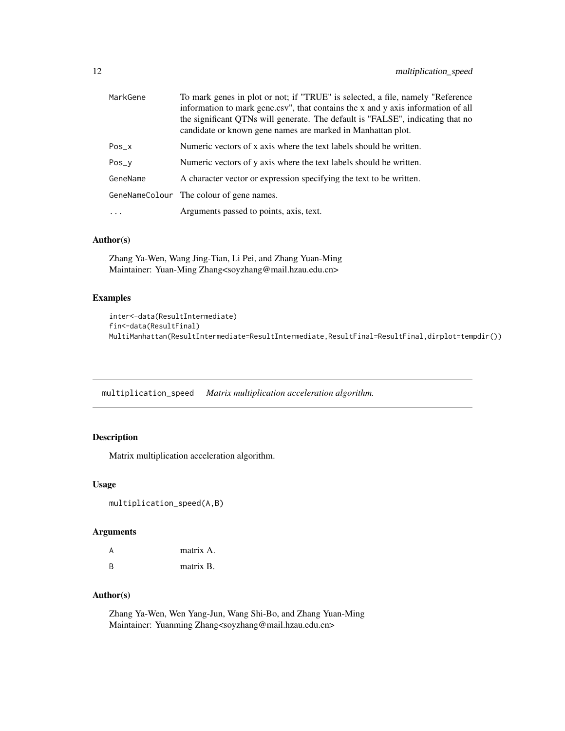| | |
|---|---|
| MarkGene | To mark genes in plot or not; if "TRUE" is selected, a file, namely "Reference information to mark gene.csv", that contains the x and y axis information of all the significant QTNs will generate. The default is "FALSE", indicating that no candidate or known gene names are marked in Manhattan plot. |
| Pos_x | Numeric vectors of x axis where the text labels should be written. |
| Pos_y | Numeric vectors of y axis where the text labels should be written. |
| GeneName | A character vector or expression specifying the text to be written. |
| GeneNameColour | The colour of gene names. |
| ... | Arguments passed to points, axis, text. |

### Author(s)

Zhang Ya-Wen, Wang Jing-Tian, Li Pei, and Zhang Yuan-Ming
Maintainer: Yuan-Ming Zhang<soyzhang@mail.hzau.edu.cn>

### Examples

```
inter<-data(ResultIntermediate)
fin<-data(ResultFinal)
MultiManhattan(ResultIntermediate=ResultIntermediate,ResultFinal=ResultFinal,dirplot=tempdir())
```

---

## multiplication_speed *Matrix multiplication acceleration algorithm.*

---

### Description

Matrix multiplication acceleration algorithm.

### Usage

```
multiplication_speed(A,B)
```

### Arguments

| | |
|---|---|
| A | matrix A. |
| B | matrix B. |

### Author(s)

Zhang Ya-Wen, Wen Yang-Jun, Wang Shi-Bo, and Zhang Yuan-Ming
Maintainer: Yuanming Zhang<soyzhang@mail.hzau.edu.cn>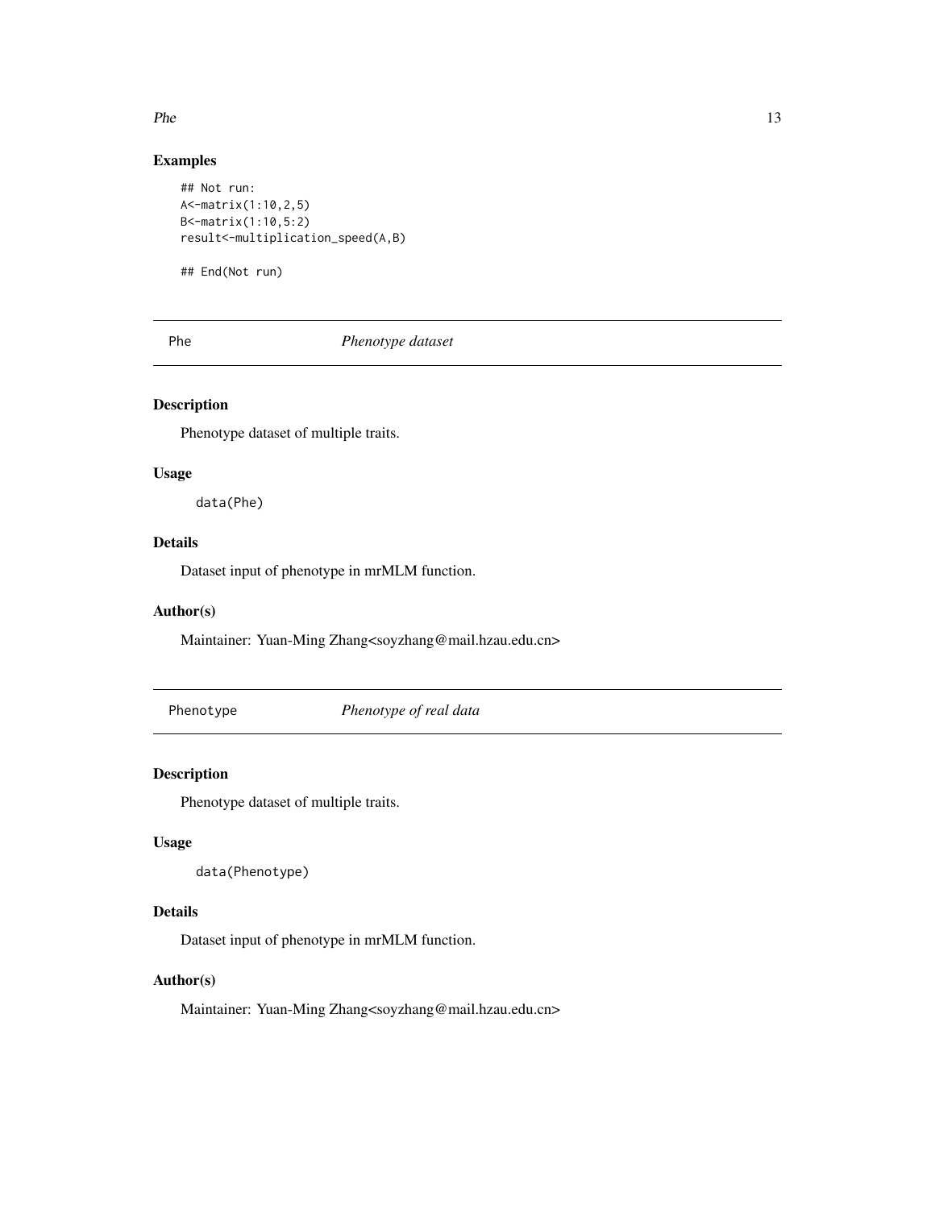## Examples

```
## Not run:
A<-matrix(1:10,2,5)
B<-matrix(1:10,5:2)
result<-multiplication_speed(A,B)

## End(Not run)
```

---

## Phe *Phenotype dataset*

---

### Description

Phenotype dataset of multiple traits.

### Usage

```
data(Phe)
```

### Details

Dataset input of phenotype in mrMLM function.

### Author(s)

Maintainer: Yuan-Ming Zhang<soyzhang@mail.hzau.edu.cn>

---

## Phenotype *Phenotype of real data*

---

### Description

Phenotype dataset of multiple traits.

### Usage

```
data(Phenotype)
```

### Details

Dataset input of phenotype in mrMLM function.

### Author(s)

Maintainer: Yuan-Ming Zhang<soyzhang@mail.hzau.edu.cn>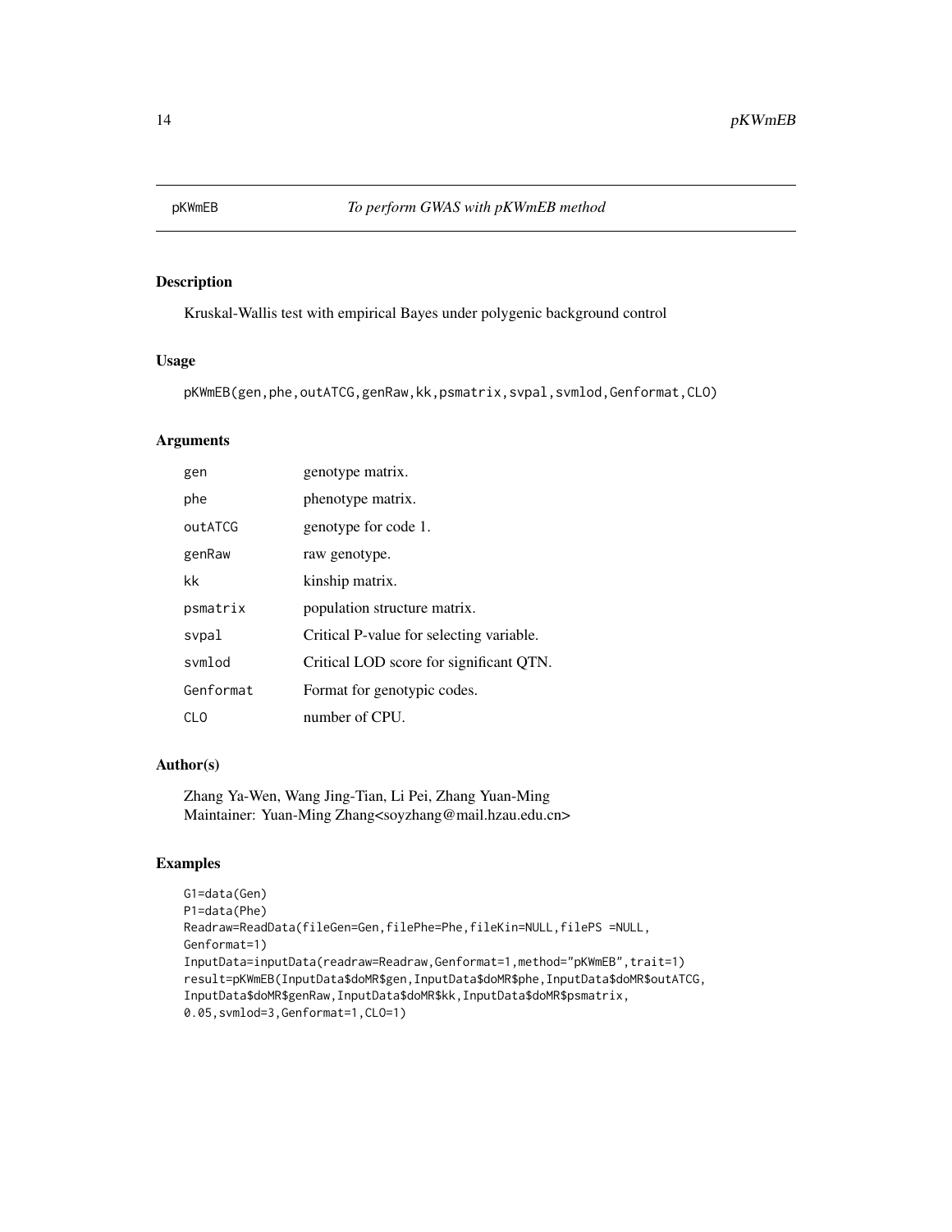pKWmEB *To perform GWAS with pKWmEB method*

## Description

Kruskal-Wallis test with empirical Bayes under polygenic background control

## Usage

```
pKWmEB(gen,phe,outATCG,genRaw,kk,psmatrix,svpal,svmlod,Genformat,CLO)
```

## Arguments

| | |
|---|---|
| gen | genotype matrix. |
| phe | phenotype matrix. |
| outATCG | genotype for code 1. |
| genRaw | raw genotype. |
| kk | kinship matrix. |
| psmatrix | population structure matrix. |
| svpal | Critical P-value for selecting variable. |
| svmlod | Critical LOD score for significant QTN. |
| Genformat | Format for genotypic codes. |
| CLO | number of CPU. |

## Author(s)

Zhang Ya-Wen, Wang Jing-Tian, Li Pei, Zhang Yuan-Ming
Maintainer: Yuan-Ming Zhang<soyzhang@mail.hzau.edu.cn>

## Examples

```
G1=data(Gen)
P1=data(Phe)
Readraw=ReadData(fileGen=Gen,filePhe=Phe,fileKin=NULL,filePS =NULL,
Genformat=1)
InputData=inputData(readraw=Readraw,Genformat=1,method="pKWmEB",trait=1)
result=pKWmEB(InputData$doMR$gen,InputData$doMR$phe,InputData$doMR$outATCG,
InputData$doMR$genRaw,InputData$doMR$kk,InputData$doMR$psmatrix,
0.05,svmlod=3,Genformat=1,CLO=1)
```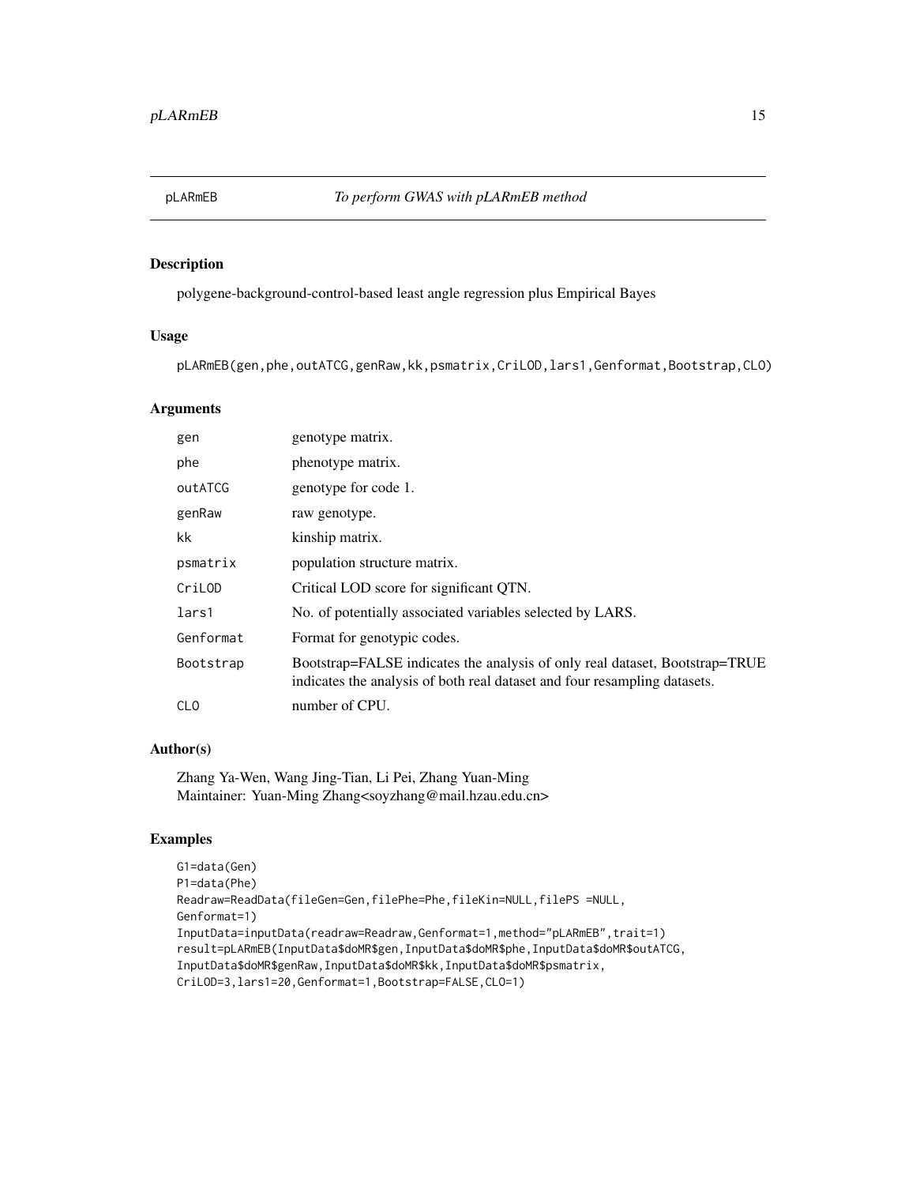## pLARmEB *To perform GWAS with pLARmEB method*

### Description

polygene-background-control-based least angle regression plus Empirical Bayes

### Usage

```
pLARmEB(gen,phe,outATCG,genRaw,kk,psmatrix,CriLOD,lars1,Genformat,Bootstrap,CLO)
```

### Arguments

| | |
|---|---|
| gen | genotype matrix. |
| phe | phenotype matrix. |
| outATCG | genotype for code 1. |
| genRaw | raw genotype. |
| kk | kinship matrix. |
| psmatrix | population structure matrix. |
| CriLOD | Critical LOD score for significant QTN. |
| lars1 | No. of potentially associated variables selected by LARS. |
| Genformat | Format for genotypic codes. |
| Bootstrap | Bootstrap=FALSE indicates the analysis of only real dataset, Bootstrap=TRUE indicates the analysis of both real dataset and four resampling datasets. |
| CLO | number of CPU. |

### Author(s)

Zhang Ya-Wen, Wang Jing-Tian, Li Pei, Zhang Yuan-Ming
Maintainer: Yuan-Ming Zhang<soyzhang@mail.hzau.edu.cn>

### Examples

```
G1=data(Gen)
P1=data(Phe)
Readraw=ReadData(fileGen=Gen,filePhe=Phe,fileKin=NULL,filePS =NULL,
Genformat=1)
InputData=inputData(readraw=Readraw,Genformat=1,method="pLARmEB",trait=1)
result=pLARmEB(InputData$doMR$gen,InputData$doMR$phe,InputData$doMR$outATCG,
InputData$doMR$genRaw,InputData$doMR$kk,InputData$doMR$psmatrix,
CriLOD=3,lars1=20,Genformat=1,Bootstrap=FALSE,CLO=1)
```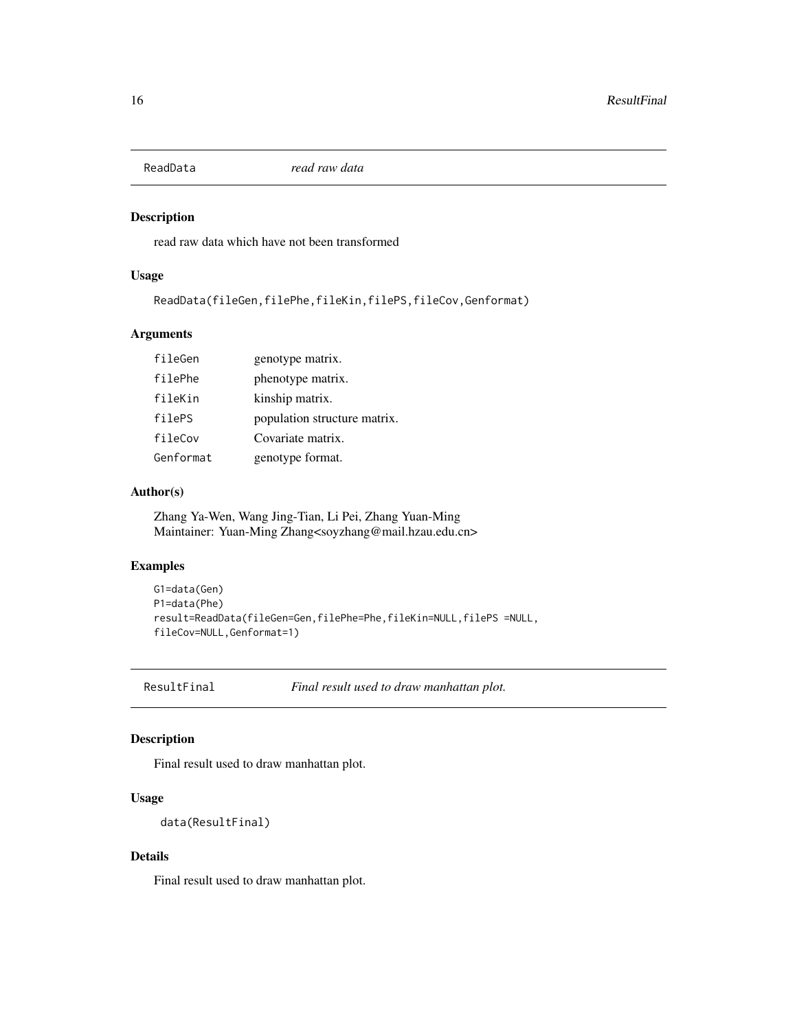## ReadData *read raw data*

### Description

read raw data which have not been transformed

### Usage

```
ReadData(fileGen,filePhe,fileKin,filePS,fileCov,Genformat)
```

### Arguments

| | |
|---|---|
| fileGen | genotype matrix. |
| filePhe | phenotype matrix. |
| fileKin | kinship matrix. |
| filePS | population structure matrix. |
| fileCov | Covariate matrix. |
| Genformat | genotype format. |

### Author(s)

Zhang Ya-Wen, Wang Jing-Tian, Li Pei, Zhang Yuan-Ming
Maintainer: Yuan-Ming Zhang<soyzhang@mail.hzau.edu.cn>

### Examples

```
G1=data(Gen)
P1=data(Phe)
result=ReadData(fileGen=Gen,filePhe=Phe,fileKin=NULL,filePS =NULL,
fileCov=NULL,Genformat=1)
```

## ResultFinal *Final result used to draw manhattan plot.*

### Description

Final result used to draw manhattan plot.

### Usage

```
data(ResultFinal)
```

### Details

Final result used to draw manhattan plot.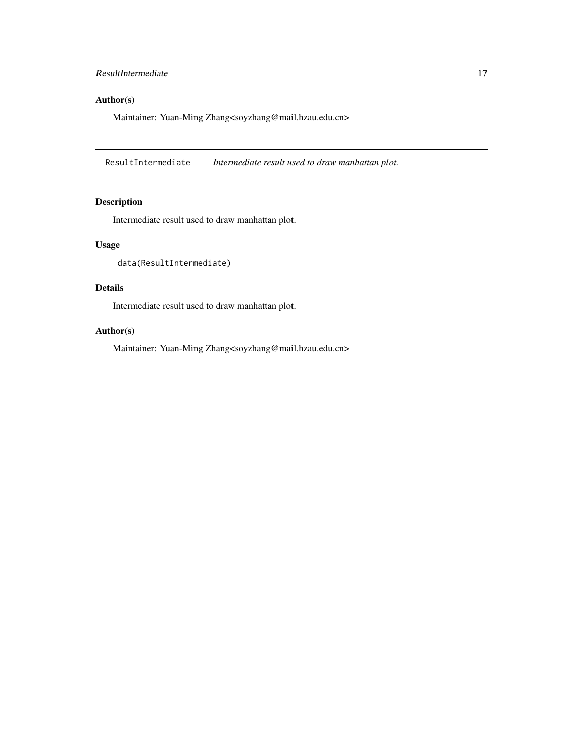## Author(s)

Maintainer: Yuan-Ming Zhang<soyzhang@mail.hzau.edu.cn>

---

`ResultIntermediate` *Intermediate result used to draw manhattan plot.*

---

## Description

Intermediate result used to draw manhattan plot.

## Usage

```
data(ResultIntermediate)
```

## Details

Intermediate result used to draw manhattan plot.

## Author(s)

Maintainer: Yuan-Ming Zhang<soyzhang@mail.hzau.edu.cn>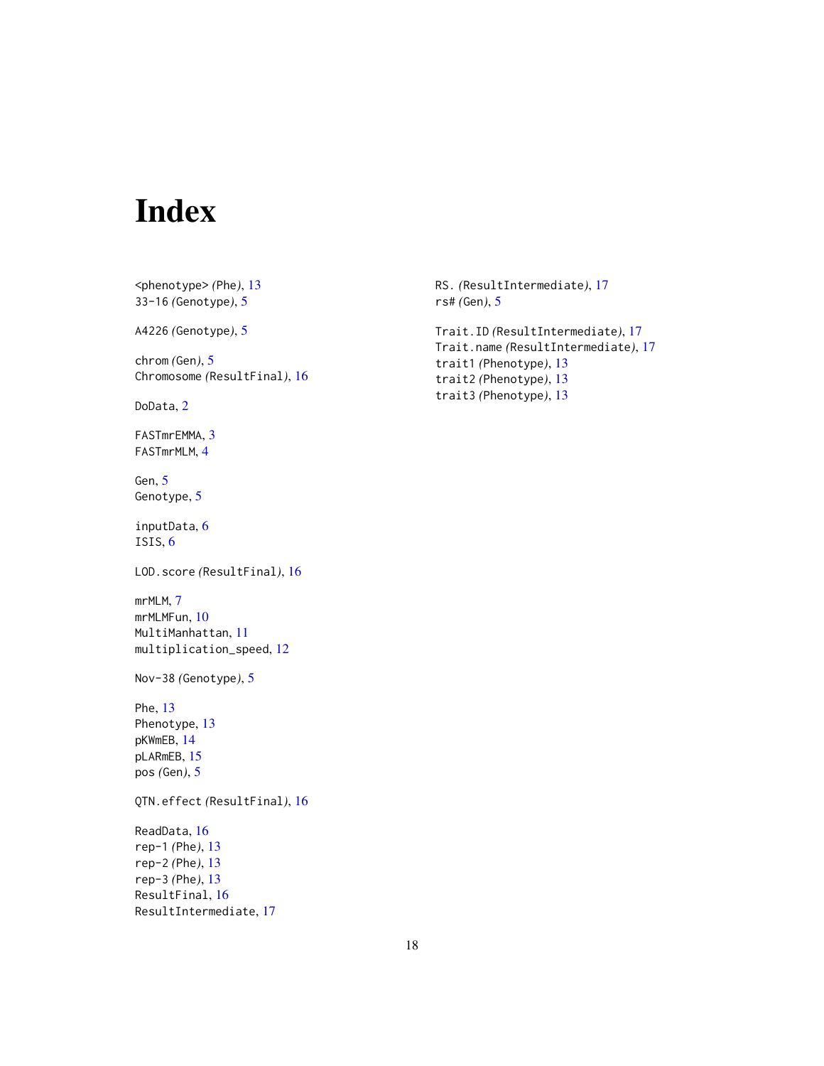# Index

<phenotype> *(Phe)*, 13
33-16 *(Genotype)*, 5

A4226 *(Genotype)*, 5

chrom *(Gen)*, 5
Chromosome *(ResultFinal)*, 16

DoData, 2

FASTmrEMMA, 3
FASTmrMLM, 4

Gen, 5
Genotype, 5

inputData, 6
ISIS, 6

LOD.score *(ResultFinal)*, 16

mrMLM, 7
mrMLMFun, 10
MultiManhattan, 11
multiplication_speed, 12

Nov-38 *(Genotype)*, 5

Phe, 13
Phenotype, 13
pKWmEB, 14
pLARmEB, 15
pos *(Gen)*, 5

QTN.effect *(ResultFinal)*, 16

ReadData, 16
rep-1 *(Phe)*, 13
rep-2 *(Phe)*, 13
rep-3 *(Phe)*, 13
ResultFinal, 16
ResultIntermediate, 17
RS. *(ResultIntermediate)*, 17
rs# *(Gen)*, 5

Trait.ID *(ResultIntermediate)*, 17
Trait.name *(ResultIntermediate)*, 17
trait1 *(Phenotype)*, 13
trait2 *(Phenotype)*, 13
trait3 *(Phenotype)*, 13